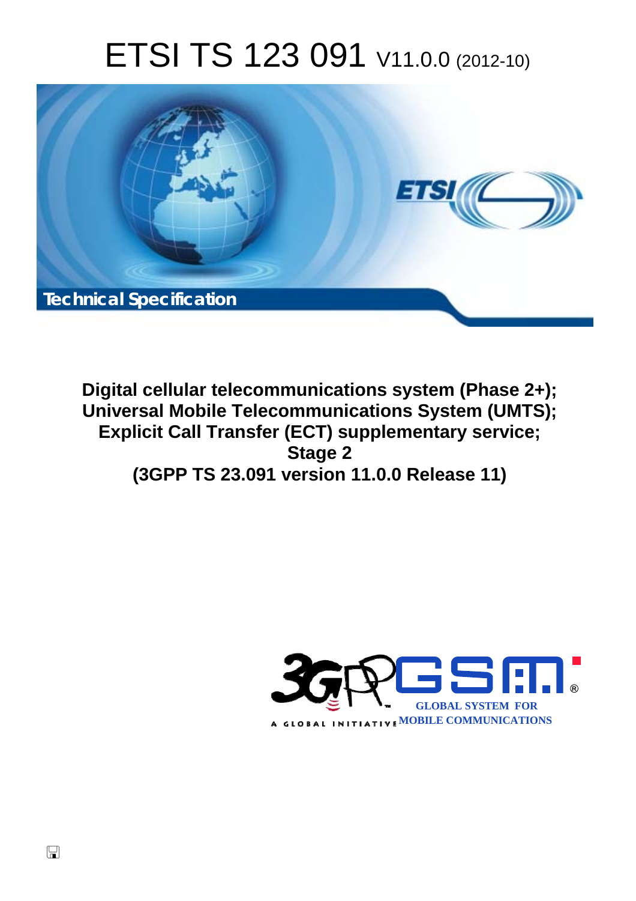# ETSI TS 123 091 V11.0.0 (2012-10)

Technical Specification

**Digital cellular telecommunications system (Phase 2+);**
**Universal Mobile Telecommunications System (UMTS);**
**Explicit Call Transfer (ECT) supplementary service;**
**Stage 2**
**(3GPP TS 23.091 version 11.0.0 Release 11)**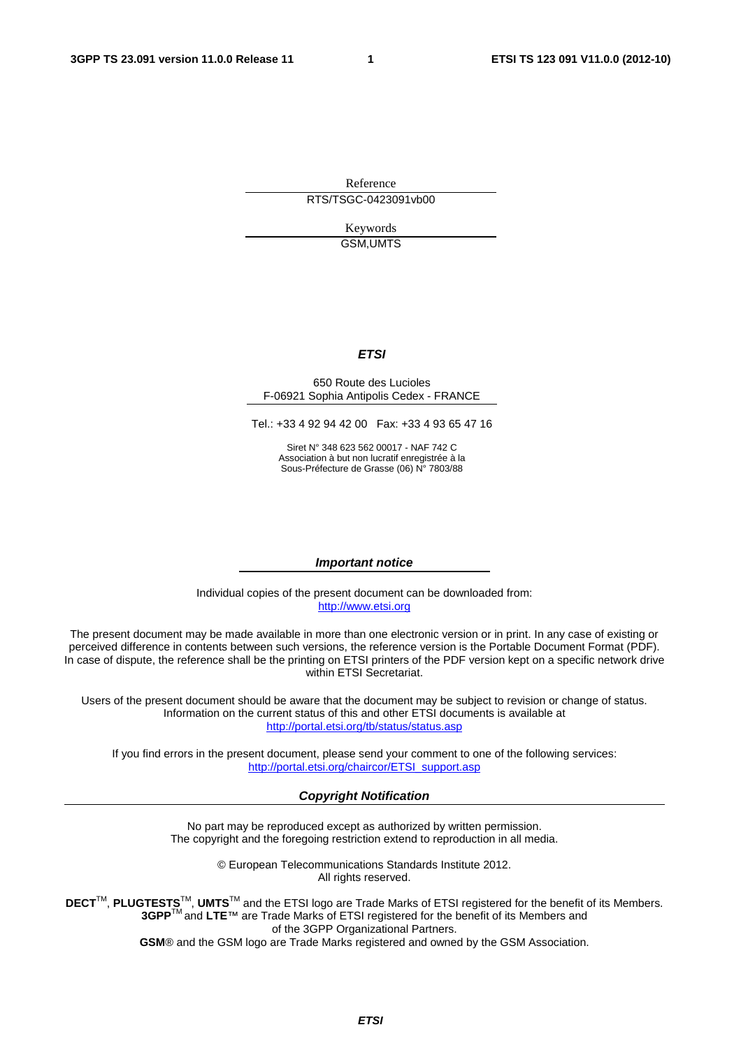Reference

RTS/TSGC-0423091vb00

Keywords

GSM,UMTS

***ETSI***

650 Route des Lucioles
F-06921 Sophia Antipolis Cedex - FRANCE

Tel.: +33 4 92 94 42 00 Fax: +33 4 93 65 47 16

Siret N° 348 623 562 00017 - NAF 742 C
Association à but non lucratif enregistrée à la
Sous-Préfecture de Grasse (06) N° 7803/88

***Important notice***

Individual copies of the present document can be downloaded from:
http://www.etsi.org

The present document may be made available in more than one electronic version or in print. In any case of existing or perceived difference in contents between such versions, the reference version is the Portable Document Format (PDF). In case of dispute, the reference shall be the printing on ETSI printers of the PDF version kept on a specific network drive within ETSI Secretariat.

Users of the present document should be aware that the document may be subject to revision or change of status. Information on the current status of this and other ETSI documents is available at
http://portal.etsi.org/tb/status/status.asp

If you find errors in the present document, please send your comment to one of the following services:
http://portal.etsi.org/chaircor/ETSI_support.asp

***Copyright Notification***

No part may be reproduced except as authorized by written permission.
The copyright and the foregoing restriction extend to reproduction in all media.

© European Telecommunications Standards Institute 2012.
All rights reserved.

**DECT**™, **PLUGTESTS**™, **UMTS**™ and the ETSI logo are Trade Marks of ETSI registered for the benefit of its Members.
**3GPP**™ and **LTE**™ are Trade Marks of ETSI registered for the benefit of its Members and of the 3GPP Organizational Partners.
**GSM**® and the GSM logo are Trade Marks registered and owned by the GSM Association.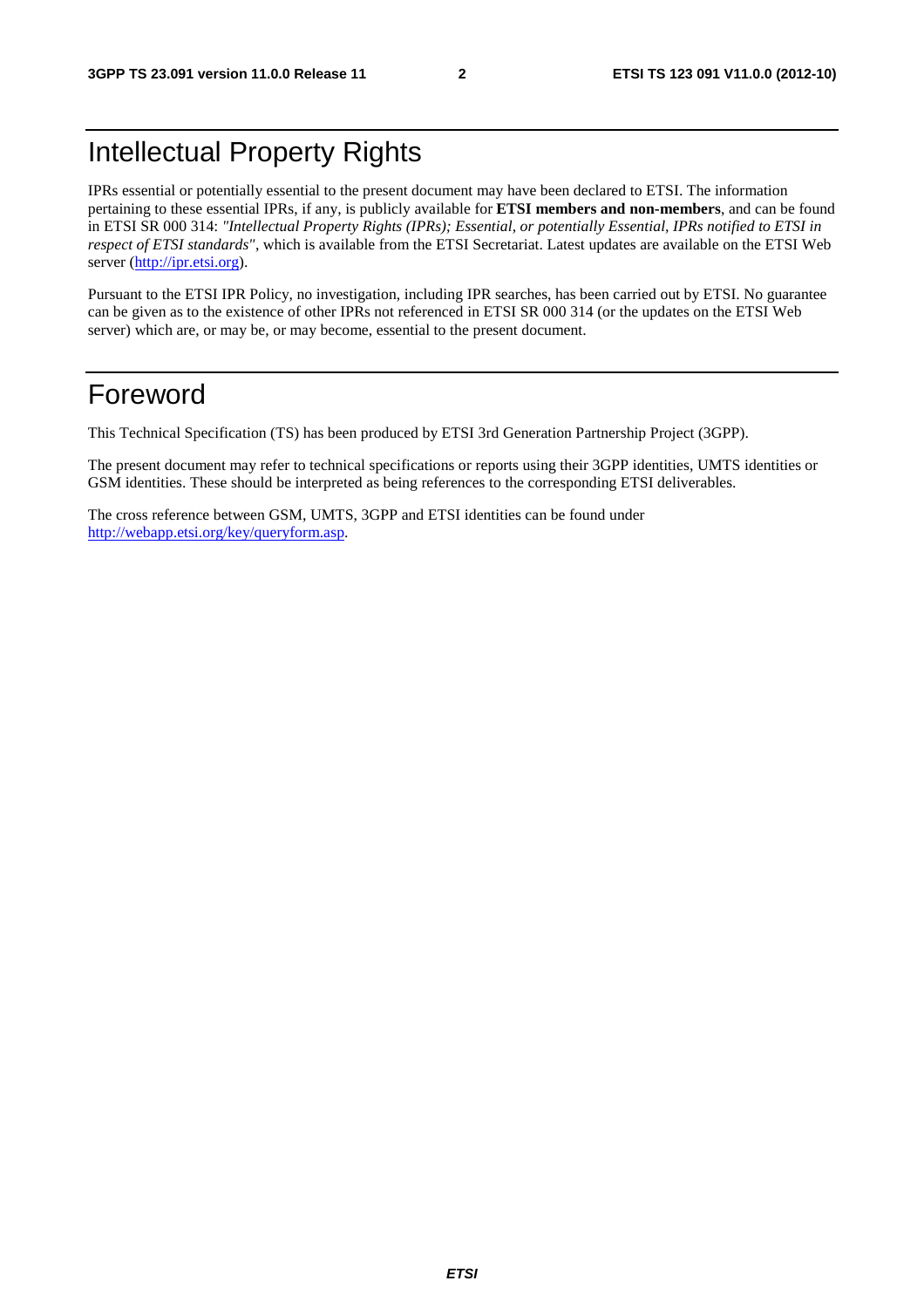# Intellectual Property Rights

IPRs essential or potentially essential to the present document may have been declared to ETSI. The information pertaining to these essential IPRs, if any, is publicly available for **ETSI members and non-members**, and can be found in ETSI SR 000 314: *"Intellectual Property Rights (IPRs); Essential, or potentially Essential, IPRs notified to ETSI in respect of ETSI standards"*, which is available from the ETSI Secretariat. Latest updates are available on the ETSI Web server (http://ipr.etsi.org).

Pursuant to the ETSI IPR Policy, no investigation, including IPR searches, has been carried out by ETSI. No guarantee can be given as to the existence of other IPRs not referenced in ETSI SR 000 314 (or the updates on the ETSI Web server) which are, or may be, or may become, essential to the present document.

# Foreword

This Technical Specification (TS) has been produced by ETSI 3rd Generation Partnership Project (3GPP).

The present document may refer to technical specifications or reports using their 3GPP identities, UMTS identities or GSM identities. These should be interpreted as being references to the corresponding ETSI deliverables.

The cross reference between GSM, UMTS, 3GPP and ETSI identities can be found under http://webapp.etsi.org/key/queryform.asp.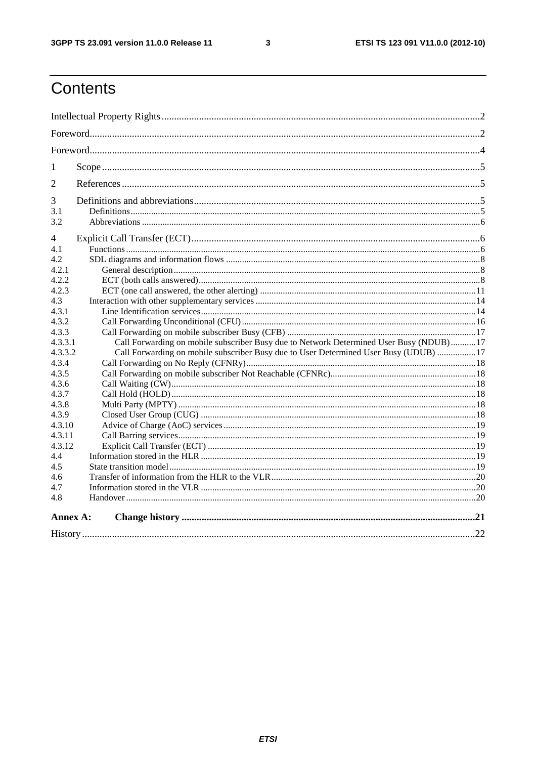# Contents

Intellectual Property Rights ....................................................................................................................................2

Foreword.....................................................................................................................................................................2

Foreword.....................................................................................................................................................................4

1 Scope ......................................................................................................................................................................5

2 References ..............................................................................................................................................................5

3 Definitions and abbreviations..................................................................................................................................5

3.1 Definitions........................................................................................................................................................5

3.2 Abbreviations ...................................................................................................................................................6

4 Explicit Call Transfer (ECT)....................................................................................................................................6

4.1 Functions ..........................................................................................................................................................6

4.2 SDL diagrams and information flows ..............................................................................................................8

4.2.1 General description.......................................................................................................................................8

4.2.2 ECT (both calls answered).............................................................................................................................8

4.2.3 ECT (one call answered, the other alerting) ...............................................................................................11

4.3 Interaction with other supplementary services ................................................................................................14

4.3.1 Line Identification services..........................................................................................................................14

4.3.2 Call Forwarding Unconditional (CFU).........................................................................................................16

4.3.3 Call Forwarding on mobile subscriber Busy (CFB) ....................................................................................17

4.3.3.1 Call Forwarding on mobile subscriber Busy due to Network Determined User Busy (NDUB)...........17

4.3.3.2 Call Forwarding on mobile subscriber Busy due to User Determined User Busy (UDUB) .................17

4.3.4 Call Forwarding on No Reply (CFNRy)......................................................................................................18

4.3.5 Call Forwarding on mobile subscriber Not Reachable (CFNRc)................................................................18

4.3.6 Call Waiting (CW)........................................................................................................................................18

4.3.7 Call Hold (HOLD)........................................................................................................................................18

4.3.8 Multi Party (MPTY) ......................................................................................................................................18

4.3.9 Closed User Group (CUG) ...........................................................................................................................18

4.3.10 Advice of Charge (AoC) services...............................................................................................................19

4.3.11 Call Barring services.....................................................................................................................................19

4.3.12 Explicit Call Transfer (ECT) ........................................................................................................................19

4.4 Information stored in the HLR .........................................................................................................................19

4.5 State transition model........................................................................................................................................19

4.6 Transfer of information from the HLR to the VLR...........................................................................................20

4.7 Information stored in the VLR .........................................................................................................................20

4.8 Handover...........................................................................................................................................................20

**Annex A: Change history ......................................................................................................................................21**

History .......................................................................................................................................................................22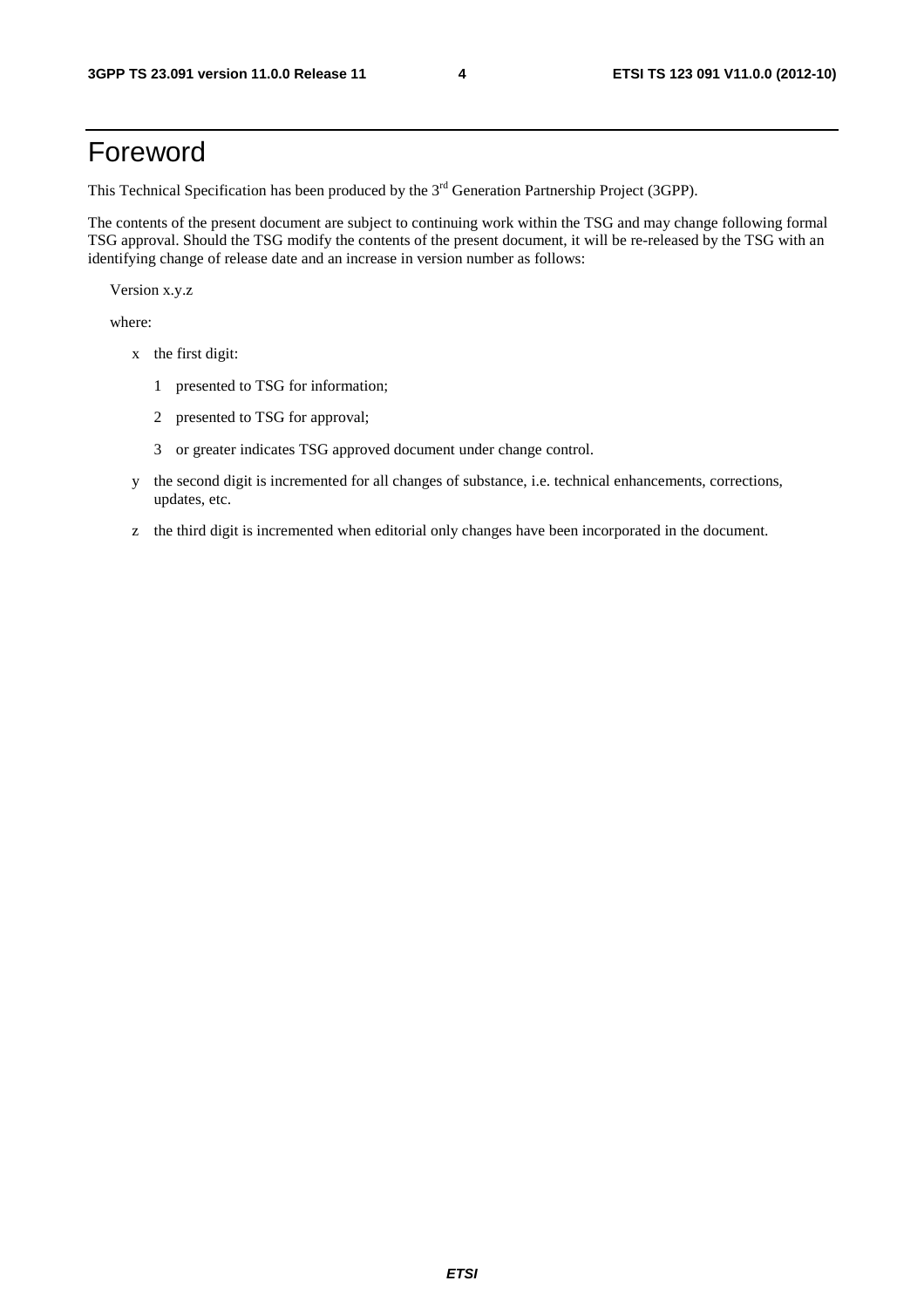# Foreword

This Technical Specification has been produced by the 3rd Generation Partnership Project (3GPP).

The contents of the present document are subject to continuing work within the TSG and may change following formal TSG approval. Should the TSG modify the contents of the present document, it will be re-released by the TSG with an identifying change of release date and an increase in version number as follows:

Version x.y.z

where:

- x the first digit:
  - 1 presented to TSG for information;
  - 2 presented to TSG for approval;
  - 3 or greater indicates TSG approved document under change control.
- y the second digit is incremented for all changes of substance, i.e. technical enhancements, corrections, updates, etc.
- z the third digit is incremented when editorial only changes have been incorporated in the document.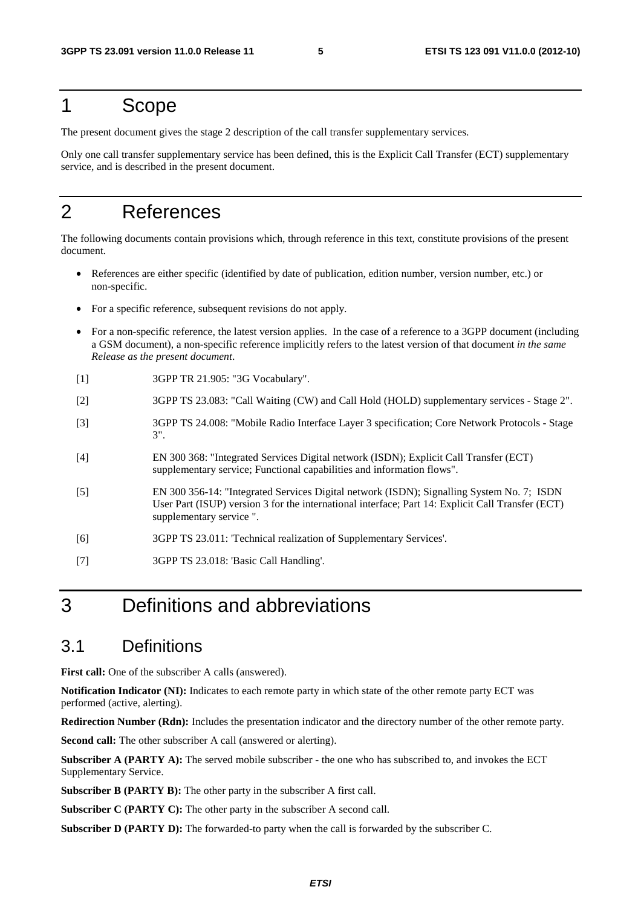# 1 Scope

The present document gives the stage 2 description of the call transfer supplementary services.

Only one call transfer supplementary service has been defined, this is the Explicit Call Transfer (ECT) supplementary service, and is described in the present document.

# 2 References

The following documents contain provisions which, through reference in this text, constitute provisions of the present document.

- References are either specific (identified by date of publication, edition number, version number, etc.) or non-specific.
- For a specific reference, subsequent revisions do not apply.
- For a non-specific reference, the latest version applies. In the case of a reference to a 3GPP document (including a GSM document), a non-specific reference implicitly refers to the latest version of that document *in the same Release as the present document*.

[1] 3GPP TR 21.905: "3G Vocabulary".

[2] 3GPP TS 23.083: "Call Waiting (CW) and Call Hold (HOLD) supplementary services - Stage 2".

[3] 3GPP TS 24.008: "Mobile Radio Interface Layer 3 specification; Core Network Protocols - Stage 3".

[4] EN 300 368: "Integrated Services Digital network (ISDN); Explicit Call Transfer (ECT) supplementary service; Functional capabilities and information flows".

[5] EN 300 356-14: "Integrated Services Digital network (ISDN); Signalling System No. 7; ISDN User Part (ISUP) version 3 for the international interface; Part 14: Explicit Call Transfer (ECT) supplementary service ".

[6] 3GPP TS 23.011: 'Technical realization of Supplementary Services'.

[7] 3GPP TS 23.018: 'Basic Call Handling'.

# 3 Definitions and abbreviations

## 3.1 Definitions

**First call:** One of the subscriber A calls (answered).

**Notification Indicator (NI):** Indicates to each remote party in which state of the other remote party ECT was performed (active, alerting).

**Redirection Number (Rdn):** Includes the presentation indicator and the directory number of the other remote party.

**Second call:** The other subscriber A call (answered or alerting).

**Subscriber A (PARTY A):** The served mobile subscriber - the one who has subscribed to, and invokes the ECT Supplementary Service.

**Subscriber B (PARTY B):** The other party in the subscriber A first call.

**Subscriber C (PARTY C):** The other party in the subscriber A second call.

**Subscriber D (PARTY D):** The forwarded-to party when the call is forwarded by the subscriber C.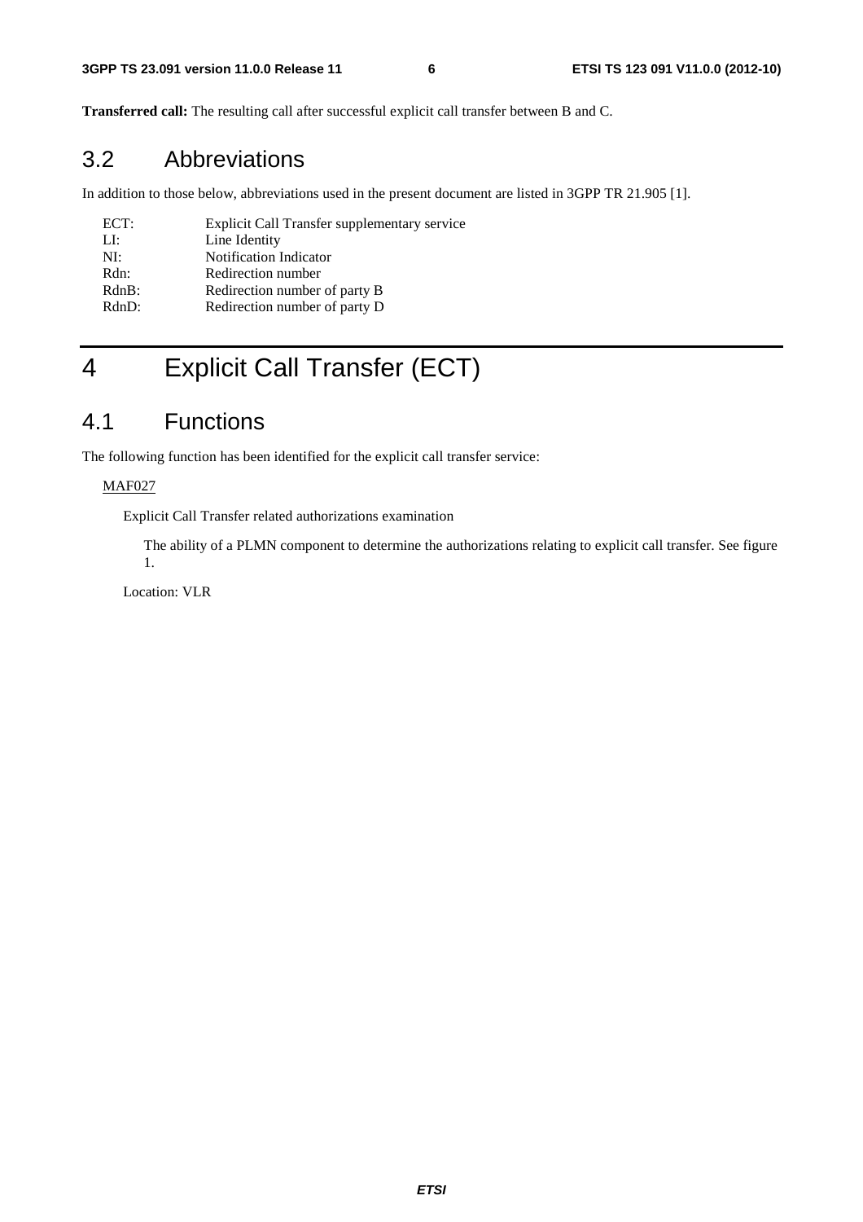**Transferred call:** The resulting call after successful explicit call transfer between B and C.

## 3.2 Abbreviations

In addition to those below, abbreviations used in the present document are listed in 3GPP TR 21.905 [1].

| | |
|---|---|
| ECT: | Explicit Call Transfer supplementary service |
| LI: | Line Identity |
| NI: | Notification Indicator |
| Rdn: | Redirection number |
| RdnB: | Redirection number of party B |
| RdnD: | Redirection number of party D |

# 4 Explicit Call Transfer (ECT)

## 4.1 Functions

The following function has been identified for the explicit call transfer service:

MAF027

Explicit Call Transfer related authorizations examination

The ability of a PLMN component to determine the authorizations relating to explicit call transfer. See figure 1.

Location: VLR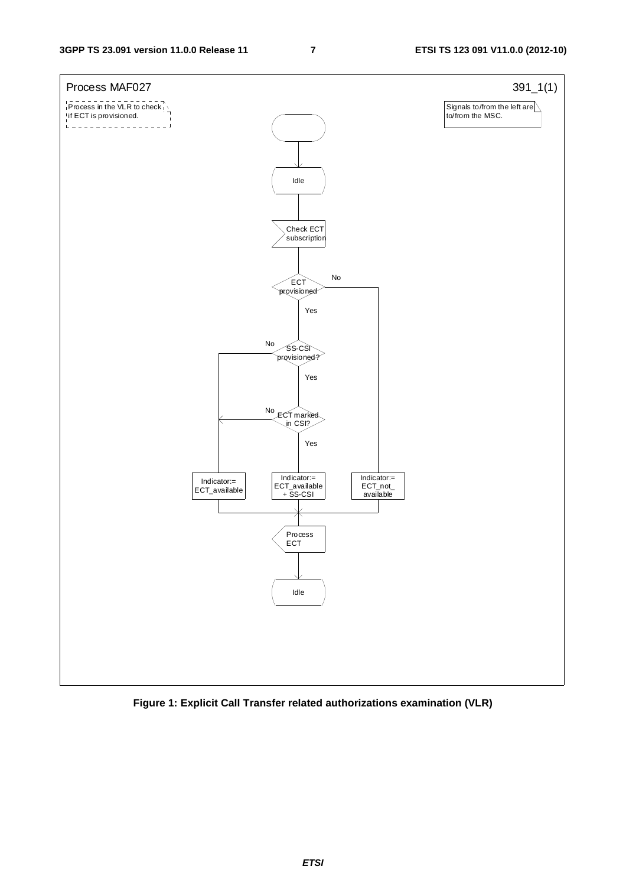Process MAF027 391_1(1)

Process in the VLR to check if ECT is provisioned.

Signals to/from the left are to/from the MSC.

Idle

Check ECT subscription

ECT provisioned — No / Yes

SS-CSI provisioned? — No / Yes

ECT marked in CSI? — No / Yes

Indicator:= ECT_available

Indicator:= ECT_available + SS-CSI

Indicator:= ECT_not_available

Process ECT

Idle

**Figure 1: Explicit Call Transfer related authorizations examination (VLR)**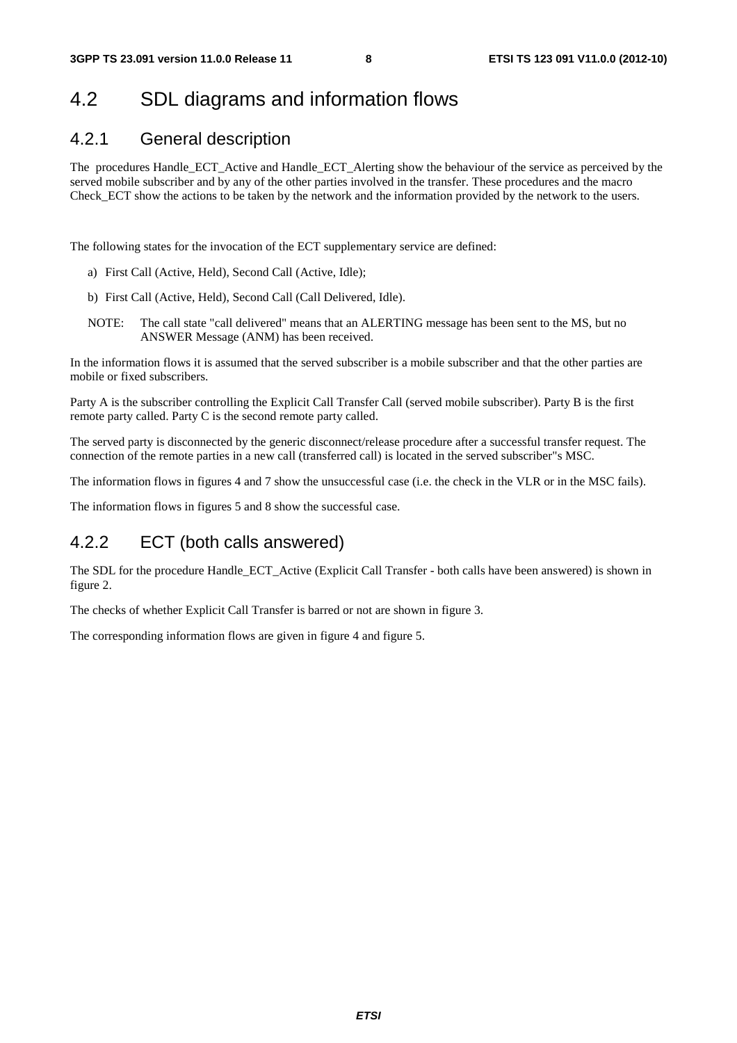## 4.2 SDL diagrams and information flows

### 4.2.1 General description

The procedures Handle_ECT_Active and Handle_ECT_Alerting show the behaviour of the service as perceived by the served mobile subscriber and by any of the other parties involved in the transfer. These procedures and the macro Check_ECT show the actions to be taken by the network and the information provided by the network to the users.

The following states for the invocation of the ECT supplementary service are defined:

a) First Call (Active, Held), Second Call (Active, Idle);

b) First Call (Active, Held), Second Call (Call Delivered, Idle).

NOTE: The call state "call delivered" means that an ALERTING message has been sent to the MS, but no ANSWER Message (ANM) has been received.

In the information flows it is assumed that the served subscriber is a mobile subscriber and that the other parties are mobile or fixed subscribers.

Party A is the subscriber controlling the Explicit Call Transfer Call (served mobile subscriber). Party B is the first remote party called. Party C is the second remote party called.

The served party is disconnected by the generic disconnect/release procedure after a successful transfer request. The connection of the remote parties in a new call (transferred call) is located in the served subscriber"s MSC.

The information flows in figures 4 and 7 show the unsuccessful case (i.e. the check in the VLR or in the MSC fails).

The information flows in figures 5 and 8 show the successful case.

### 4.2.2 ECT (both calls answered)

The SDL for the procedure Handle_ECT_Active (Explicit Call Transfer - both calls have been answered) is shown in figure 2.

The checks of whether Explicit Call Transfer is barred or not are shown in figure 3.

The corresponding information flows are given in figure 4 and figure 5.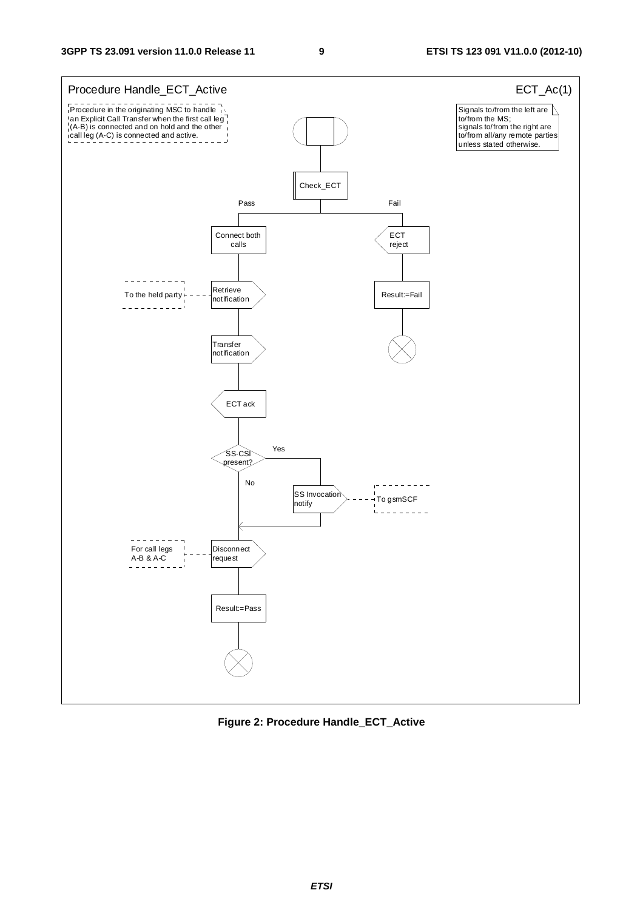Procedure Handle_ECT_Active

ECT_Ac(1)

Procedure in the originating MSC to handle an Explicit Call Transfer when the first call leg (A-B) is connected and on hold and the other call leg (A-C) is connected and active.

Signals to/from the left are to/from the MS; signals to/from the right are to/from all/any remote parties unless stated otherwise.

Check_ECT

Pass

Fail

Connect both calls

ECT reject

To the held party

Retrieve notification

Result:=Fail

Transfer notification

ECT ack

SS-CSI present?

Yes

No

SS Invocation notify

To gsmSCF

For call legs A-B & A-C

Disconnect request

Result:=Pass

**Figure 2: Procedure Handle_ECT_Active**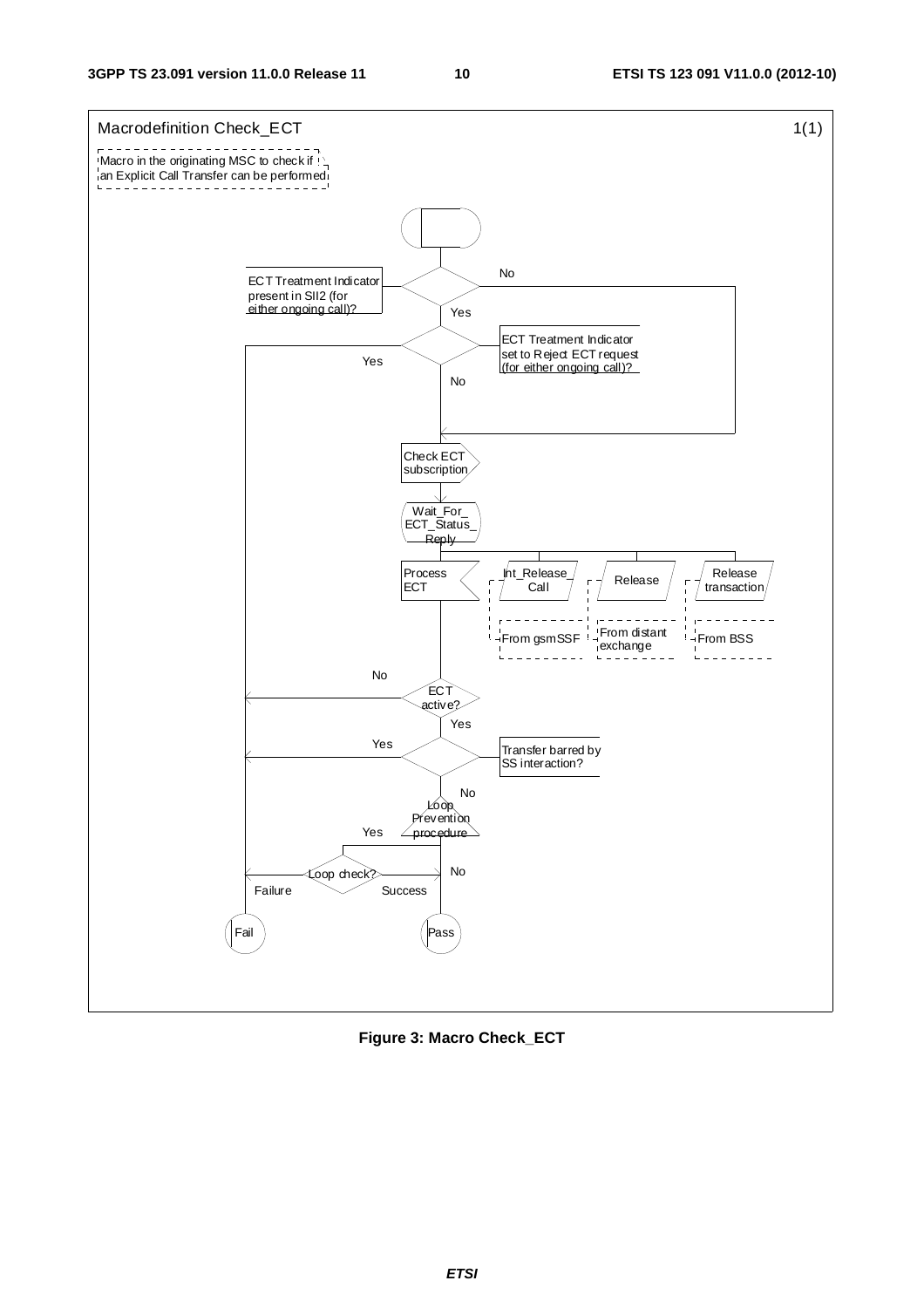Macrodefinition Check_ECT

1(1)

Macro in the originating MSC to check if an Explicit Call Transfer can be performed

ECT Treatment Indicator present in SII2 (for either ongoing call)?

No

Yes

ECT Treatment Indicator set to Reject ECT request (for either ongoing call)?

Yes

No

Check ECT subscription

Wait_For_ECT_Status_Reply

Process ECT

Int_Release_Call

From gsmSSF

Release

From distant exchange

Release transaction

From BSS

ECT active?

No

Yes

Transfer barred by SS interaction?

Yes

No

Loop Prevention procedure

Yes

No

Loop check?

Failure

Success

Fail

Pass

**Figure 3: Macro Check_ECT**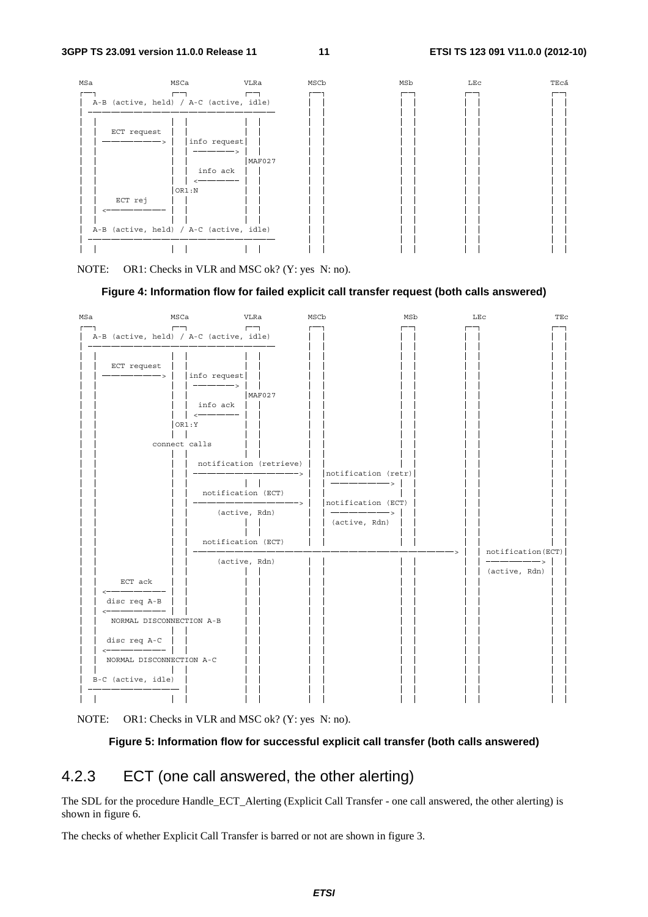```
MSa               MSCa            VLRa        MSCb            MSb         LEc           TEc
┌─┐               ┌─┐             ┌─┐         ┌─┐             ┌─┐         ┌─┐           ┌─┐
│ A-B (active, held) / A-C (active, idle)     │ │             │ │         │ │           │ │
│ ─────────────────────────────────────────   │ │             │ │         │ │           │ │
│ │               │ │             │ │         │ │             │ │         │ │           │ │
│ │  ECT request  │ │             │ │         │ │             │ │         │ │           │ │
│ │ ────────────> │ │info request │ │         │ │             │ │         │ │           │ │
│ │               │ │ ──────────> │ │         │ │             │ │         │ │           │ │
│ │               │ │             │MAF027     │ │             │ │         │ │           │ │
│ │               │ │  info ack   │ │         │ │             │ │         │ │           │ │
│ │               │ │ <────────── │ │         │ │             │ │         │ │           │ │
│ │               │OR1:N          │ │         │ │             │ │         │ │           │ │
│ │   ECT rej     │ │             │ │         │ │             │ │         │ │           │ │
│ │ <──────────── │ │             │ │         │ │             │ │         │ │           │ │
│ │               │ │             │ │         │ │             │ │         │ │           │ │
│ A-B (active, held) / A-C (active, idle)     │ │             │ │         │ │           │ │
│ ─────────────────────────────────────────   │ │             │ │         │ │           │ │
│ │               │ │             │ │         │ │             │ │         │ │           │ │
```

NOTE: OR1: Checks in VLR and MSC ok? (Y: yes N: no).

**Figure 4: Information flow for failed explicit call transfer request (both calls answered)**

```
MSa               MSCa            VLRa        MSCb                  MSb         LEc                TEc
┌─┐               ┌─┐             ┌─┐         ┌─┐                   ┌─┐         ┌─┐                ┌─┐
│ A-B (active, held) / A-C (active, idle)     │ │                   │ │         │ │                │ │
│ ─────────────────────────────────────────   │ │                   │ │         │ │                │ │
│ │               │ │             │ │         │ │                   │ │         │ │                │ │
│ │  ECT request  │ │             │ │         │ │                   │ │         │ │                │ │
│ │ ────────────> │ │info request │ │         │ │                   │ │         │ │                │ │
│ │               │ │ ──────────> │ │         │ │                   │ │         │ │                │ │
│ │               │ │             │MAF027     │ │                   │ │         │ │                │ │
│ │               │ │  info ack   │ │         │ │                   │ │         │ │                │ │
│ │               │ │ <────────── │ │         │ │                   │ │         │ │                │ │
│ │               │OR1:Y          │ │         │ │                   │ │         │ │                │ │
│ │               │ │             │ │         │ │                   │ │         │ │                │ │
│ │        connect calls          │ │         │ │                   │ │         │ │                │ │
│ │               │ │             │ │         │ │                   │ │         │ │                │ │
│ │               │ │ notification (retrieve) │ │                   │ │         │ │                │ │
│ │               │ │ ──────────────────────> │ │notification (retr)│ │         │ │                │ │
│ │               │ │             │ │         │ │ ────────────────> │ │         │ │                │ │
│ │               │ │ notification (ECT)      │ │                   │ │         │ │                │ │
│ │               │ │ ──────────────────────> │ │notification (ECT) │ │         │ │                │ │
│ │               │ │    (active, Rdn)        │ │ ────────────────> │ │         │ │                │ │
│ │               │ │             │ │         │ │ (active, Rdn)     │ │         │ │                │ │
│ │               │ │             │ │         │ │                   │ │         │ │                │ │
│ │               │ │ notification (ECT)      │ │                   │ │         │ │                │ │
│ │               │ │ ──────────────────────────────────────────────────────> │ │notification(ECT)│ │
│ │               │ │    (active, Rdn)        │ │                   │ │         │ │ ─────────────> │ │
│ │               │ │             │ │         │ │                   │ │         │ │ (active, Rdn)  │ │
│ │    ECT ack    │ │             │ │         │ │                   │ │         │ │                │ │
│ │ <──────────── │ │             │ │         │ │                   │ │         │ │                │ │
│ │  disc req A-B │ │             │ │         │ │                   │ │         │ │                │ │
│ │ <──────────── │ │             │ │         │ │                   │ │         │ │                │ │
│ │ NORMAL DISCONNECTION A-B      │ │         │ │                   │ │         │ │                │ │
│ │               │ │             │ │         │ │                   │ │         │ │                │ │
│ │  disc req A-C │ │             │ │         │ │                   │ │         │ │                │ │
│ │ <──────────── │ │             │ │         │ │                   │ │         │ │                │ │
│ │ NORMAL DISCONNECTION A-C      │ │         │ │                   │ │         │ │                │ │
│ │               │ │             │ │         │ │                   │ │         │ │                │ │
│ B-C (active, idle)│             │ │         │ │                   │ │         │ │                │ │
│ ─────────────────                │ │         │ │                   │ │         │ │                │ │
│ │               │ │             │ │         │ │                   │ │         │ │                │ │
```

NOTE: OR1: Checks in VLR and MSC ok? (Y: yes N: no).

**Figure 5: Information flow for successful explicit call transfer (both calls answered)**

## 4.2.3 ECT (one call answered, the other alerting)

The SDL for the procedure Handle_ECT_Alerting (Explicit Call Transfer - one call answered, the other alerting) is shown in figure 6.

The checks of whether Explicit Call Transfer is barred or not are shown in figure 3.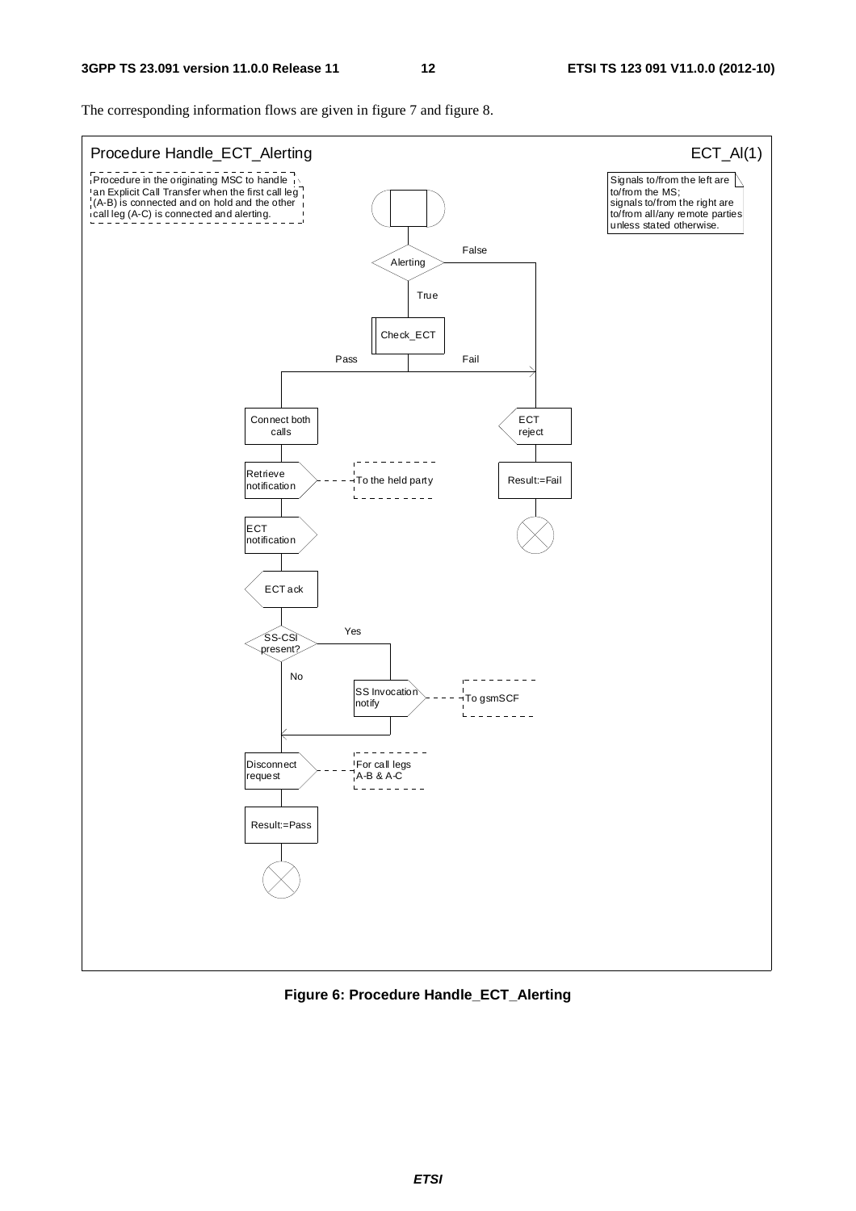The corresponding information flows are given in figure 7 and figure 8.

Procedure Handle_ECT_Alerting

ECT_Al(1)

Procedure in the originating MSC to handle an Explicit Call Transfer when the first call leg (A-B) is connected and on hold and the other call leg (A-C) is connected and alerting.

Signals to/from the left are to/from the MS; signals to/from the right are to/from all/any remote parties unless stated otherwise.

Alerting

True

False

Check_ECT

Pass

Fail

Connect both calls

Retrieve notification

To the held party

ECT notification

ECT ack

SS-CSI present?

Yes

No

SS Invocation notify

To gsmSCF

Disconnect request

For call legs A-B & A-C

Result:=Pass

ECT reject

Result:=Fail

**Figure 6: Procedure Handle_ECT_Alerting**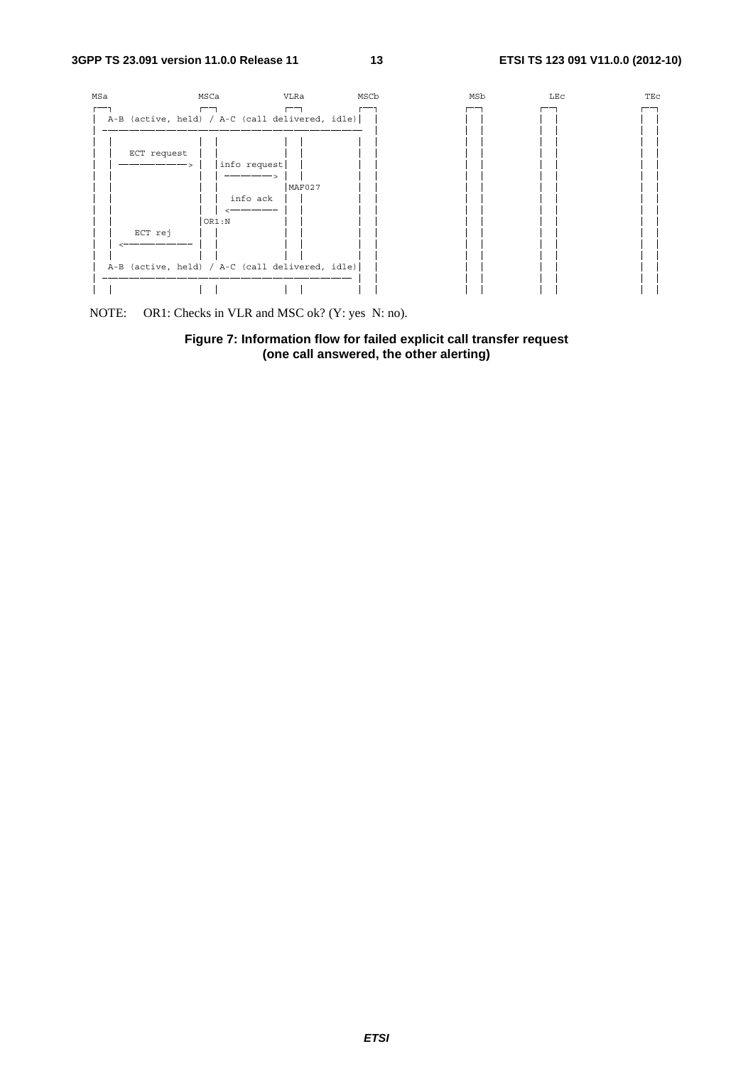```
MSa              MSCa          VLRa          MSCb                MSb         LEc            TEc
┌─┐              ┌─┐           ┌─┐           ┌─┐                 ┌─┐         ┌─┐            ┌─┐
│ A-B (active, held) / A-C (call delivered, idle)│ │                 │ │         │ │            │ │
│ ───────────────────────────────────────────────  │                 │ │         │ │            │ │
│ │              │ │           │ │           │ │                 │ │         │ │            │ │
│ │ ECT request  │ │           │ │           │ │                 │ │         │ │            │ │
│ │ ──────────>  │ │info request│ │          │ │                 │ │         │ │            │ │
│ │              │ │ ───────>  │ │           │ │                 │ │         │ │            │ │
│ │              │ │           │MAF027       │ │                 │ │         │ │            │ │
│ │              │ │  info ack │ │           │ │                 │ │         │ │            │ │
│ │              │ │ <───────  │ │           │ │                 │ │         │ │            │ │
│ │              │OR1:N        │ │           │ │                 │ │         │ │            │ │
│ │   ECT rej    │ │           │ │           │ │                 │ │         │ │            │ │
│ │ <──────────  │ │           │ │           │ │                 │ │         │ │            │ │
│ │              │ │           │ │           │ │                 │ │         │ │            │ │
│ A-B (active, held) / A-C (call delivered, idle)│ │                 │ │         │ │            │ │
│ ─────────────────────────────────────────────  │ │                 │ │         │ │            │ │
│ │              │ │           │ │           │ │                 │ │         │ │            │ │
```

NOTE: OR1: Checks in VLR and MSC ok? (Y: yes N: no).

**Figure 7: Information flow for failed explicit call transfer request (one call answered, the other alerting)**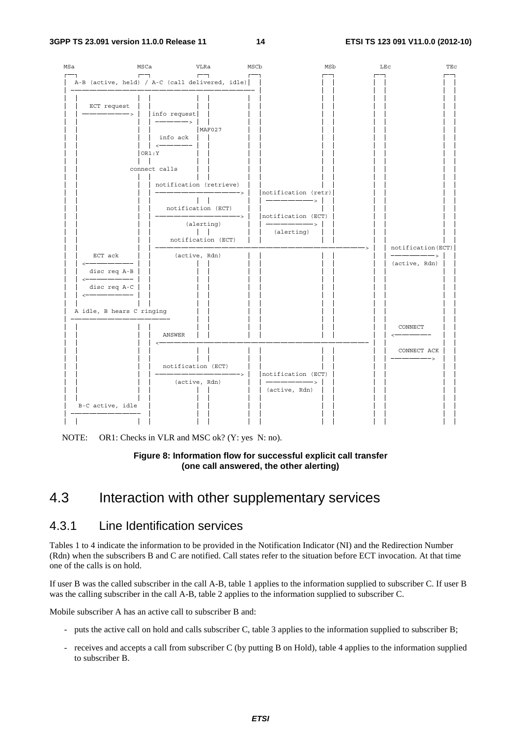```
MSa                MSCa          VLRa          MSCb                    MSb          LEc                TEc
┌─┐                ┌─┐           ┌─┐           ┌─┐                     ┌─┐          ┌─┐                ┌─┐
│ A-B (active, held) / A-C (call delivered, idle)│                     │ │          │ │                │ │
│ ──────────────────────────────────────────────  │                     │ │          │ │                │ │
│ │                │ │           │ │           │ │                     │ │          │ │                │ │
│ │  ECT request   │ │           │ │           │ │                     │ │          │ │                │ │
│ │ ─────────────> │ │info request│ │          │ │                     │ │          │ │                │ │
│ │                │ │ ─────────> │ │          │ │                     │ │          │ │                │ │
│ │                │ │           │MAF027       │ │                     │ │          │ │                │ │
│ │                │ │  info ack │ │           │ │                     │ │          │ │                │ │
│ │                │ │ <──────── │ │           │ │                     │ │          │ │                │ │
│ │                │OR1:Y        │ │           │ │                     │ │          │ │                │ │
│ │                │ │           │ │           │ │                     │ │          │ │                │ │
│ │           connect calls      │ │           │ │                     │ │          │ │                │ │
│ │                │ │           │ │           │ │                     │ │          │ │                │ │
│ │                │ │ notification (retrieve) │ │                     │ │          │ │                │ │
│ │                │ │ ──────────────────────> │ │notification (retr)  │ │          │ │                │ │
│ │                │ │           │ │           │ │ ─────────────────>  │ │          │ │                │ │
│ │                │ │   notification (ECT)    │ │                     │ │          │ │                │ │
│ │                │ │ ──────────────────────> │ │notification (ECT)   │ │          │ │                │ │
│ │                │ │        (alerting)       │ │ ─────────────────>  │ │          │ │                │ │
│ │                │ │           │ │           │ │   (alerting)        │ │          │ │                │ │
│ │                │ │    notification (ECT)   │ │                     │ │          │ │                │ │
│ │                │ │ ────────────────────────────────────────────────────────────> │ │notification(ECT)│
│ │   ECT ack      │ │       (active, Rdn)     │ │                     │ │          │ │ ─────────────> │ │
│ │ <───────────── │ │           │ │           │ │                     │ │          │ │ (active, Rdn)  │ │
│ │  disc req A-B  │ │           │ │           │ │                     │ │          │ │                │ │
│ │ <───────────── │ │           │ │           │ │                     │ │          │ │                │ │
│ │  disc req A-C  │ │           │ │           │ │                     │ │          │ │                │ │
│ │ <───────────── │ │           │ │           │ │                     │ │          │ │                │ │
│ │                │ │           │ │           │ │                     │ │          │ │                │ │
│ A idle, B hears C ringing      │ │           │ │                     │ │          │ │                │ │
│ ─────────────────────────      │ │           │ │                     │ │          │ │                │ │
│ │                │ │           │ │           │ │                     │ │          │ │   CONNECT      │ │
│ │                │ │  ANSWER   │ │           │ │                     │ │          │ │ <───────────   │ │
│ │                │ │ <──────────────────────────────────────────────────────────── │ │                │ │
│ │                │ │           │ │           │ │                     │ │          │ │  CONNECT ACK   │ │
│ │                │ │           │ │           │ │                     │ │          │ │ ───────────>   │ │
│ │                │ │  notification (ECT)     │ │                     │ │          │ │                │ │
│ │                │ │ ──────────────────────> │ │notification (ECT)   │ │          │ │                │ │
│ │                │ │      (active, Rdn)      │ │ ─────────────────>  │ │          │ │                │ │
│ │                │ │           │ │           │ │ (active, Rdn)       │ │          │ │                │ │
│ │                │ │           │ │           │ │                     │ │          │ │                │ │
│ B-C active, idle │ │           │ │           │ │                     │ │          │ │                │ │
│ ──────────────── │ │           │ │           │ │                     │ │          │ │                │ │
│ │                │ │           │ │           │ │                     │ │          │ │                │ │
```

NOTE: OR1: Checks in VLR and MSC ok? (Y: yes N: no).

**Figure 8: Information flow for successful explicit call transfer (one call answered, the other alerting)**

## 4.3 Interaction with other supplementary services

### 4.3.1 Line Identification services

Tables 1 to 4 indicate the information to be provided in the Notification Indicator (NI) and the Redirection Number (Rdn) when the subscribers B and C are notified. Call states refer to the situation before ECT invocation. At that time one of the calls is on hold.

If user B was the called subscriber in the call A-B, table 1 applies to the information supplied to subscriber C. If user B was the calling subscriber in the call A-B, table 2 applies to the information supplied to subscriber C.

Mobile subscriber A has an active call to subscriber B and:

- puts the active call on hold and calls subscriber C, table 3 applies to the information supplied to subscriber B;
- receives and accepts a call from subscriber C (by putting B on Hold), table 4 applies to the information supplied to subscriber B.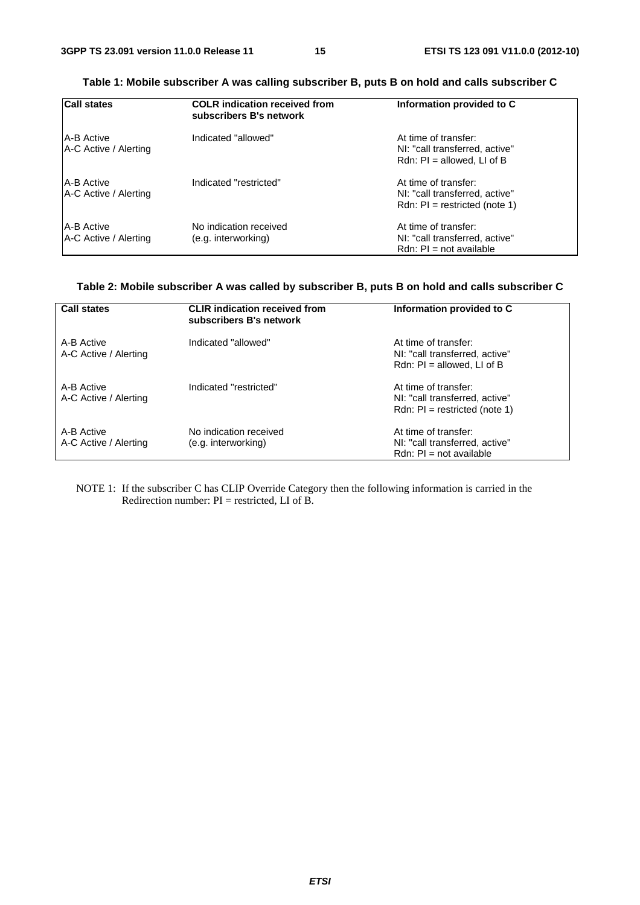**Table 1: Mobile subscriber A was calling subscriber B, puts B on hold and calls subscriber C**

| Call states | COLR indication received from subscribers B's network | Information provided to C |
|---|---|---|
| A-B Active<br>A-C Active / Alerting | Indicated "allowed" | At time of transfer:<br>NI: "call transferred, active"<br>Rdn: PI = allowed, LI of B |
| A-B Active<br>A-C Active / Alerting | Indicated "restricted" | At time of transfer:<br>NI: "call transferred, active"<br>Rdn: PI = restricted (note 1) |
| A-B Active<br>A-C Active / Alerting | No indication received<br>(e.g. interworking) | At time of transfer:<br>NI: "call transferred, active"<br>Rdn: PI = not available |

**Table 2: Mobile subscriber A was called by subscriber B, puts B on hold and calls subscriber C**

| Call states | CLIR indication received from subscribers B's network | Information provided to C |
|---|---|---|
| A-B Active<br>A-C Active / Alerting | Indicated "allowed" | At time of transfer:<br>NI: "call transferred, active"<br>Rdn: PI = allowed, LI of B |
| A-B Active<br>A-C Active / Alerting | Indicated "restricted" | At time of transfer:<br>NI: "call transferred, active"<br>Rdn: PI = restricted (note 1) |
| A-B Active<br>A-C Active / Alerting | No indication received<br>(e.g. interworking) | At time of transfer:<br>NI: "call transferred, active"<br>Rdn: PI = not available |

NOTE 1: If the subscriber C has CLIP Override Category then the following information is carried in the Redirection number: PI = restricted, LI of B.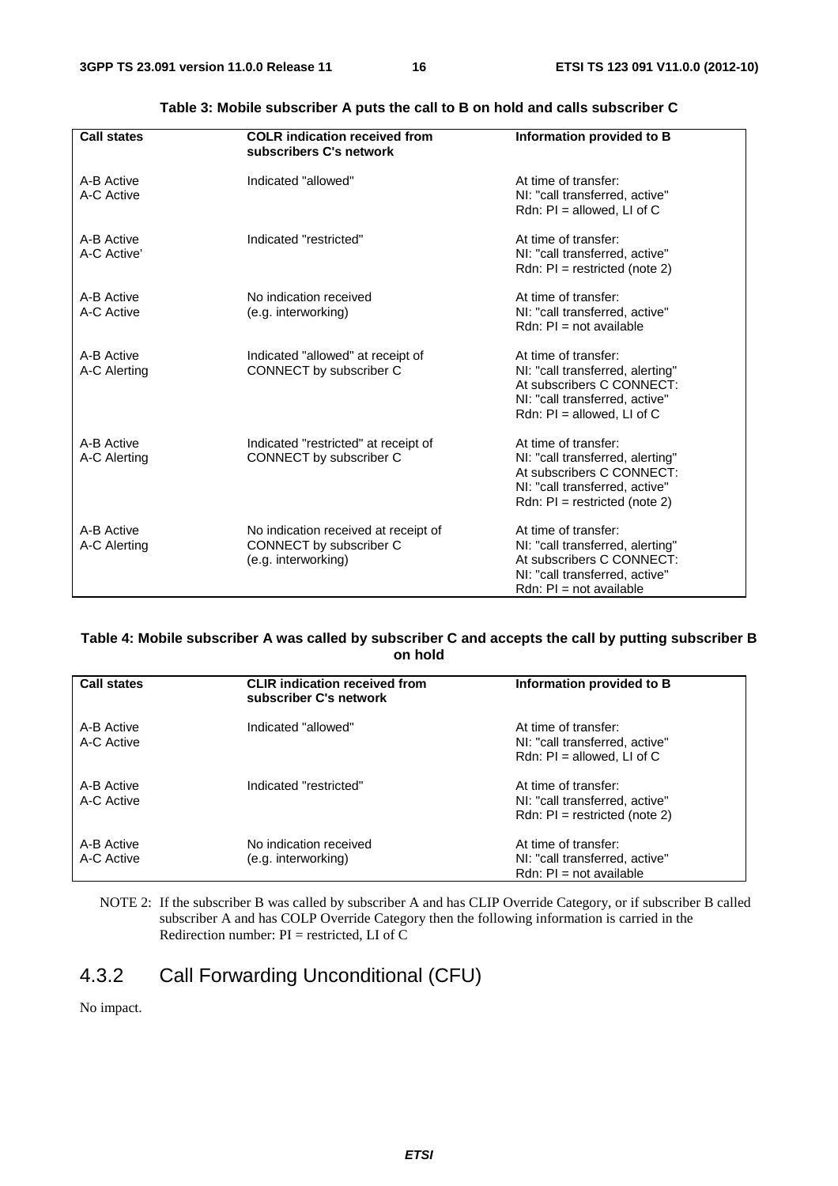**Table 3: Mobile subscriber A puts the call to B on hold and calls subscriber C**

| Call states | COLR indication received from subscribers C's network | Information provided to B |
|---|---|---|
| A-B Active<br>A-C Active | Indicated "allowed" | At time of transfer:<br>NI: "call transferred, active"<br>Rdn: PI = allowed, LI of C |
| A-B Active<br>A-C Active' | Indicated "restricted" | At time of transfer:<br>NI: "call transferred, active"<br>Rdn: PI = restricted (note 2) |
| A-B Active<br>A-C Active | No indication received<br>(e.g. interworking) | At time of transfer:<br>NI: "call transferred, active"<br>Rdn: PI = not available |
| A-B Active<br>A-C Alerting | Indicated "allowed" at receipt of CONNECT by subscriber C | At time of transfer:<br>NI: "call transferred, alerting"<br>At subscribers C CONNECT:<br>NI: "call transferred, active"<br>Rdn: PI = allowed, LI of C |
| A-B Active<br>A-C Alerting | Indicated "restricted" at receipt of CONNECT by subscriber C | At time of transfer:<br>NI: "call transferred, alerting"<br>At subscribers C CONNECT:<br>NI: "call transferred, active"<br>Rdn: PI = restricted (note 2) |
| A-B Active<br>A-C Alerting | No indication received at receipt of CONNECT by subscriber C<br>(e.g. interworking) | At time of transfer:<br>NI: "call transferred, alerting"<br>At subscribers C CONNECT:<br>NI: "call transferred, active"<br>Rdn: PI = not available |

**Table 4: Mobile subscriber A was called by subscriber C and accepts the call by putting subscriber B on hold**

| Call states | CLIR indication received from subscriber C's network | Information provided to B |
|---|---|---|
| A-B Active<br>A-C Active | Indicated "allowed" | At time of transfer:<br>NI: "call transferred, active"<br>Rdn: PI = allowed, LI of C |
| A-B Active<br>A-C Active | Indicated "restricted" | At time of transfer:<br>NI: "call transferred, active"<br>Rdn: PI = restricted (note 2) |
| A-B Active<br>A-C Active | No indication received<br>(e.g. interworking) | At time of transfer:<br>NI: "call transferred, active"<br>Rdn: PI = not available |

NOTE 2: If the subscriber B was called by subscriber A and has CLIP Override Category, or if subscriber B called subscriber A and has COLP Override Category then the following information is carried in the Redirection number: PI = restricted, LI of C

### 4.3.2 Call Forwarding Unconditional (CFU)

No impact.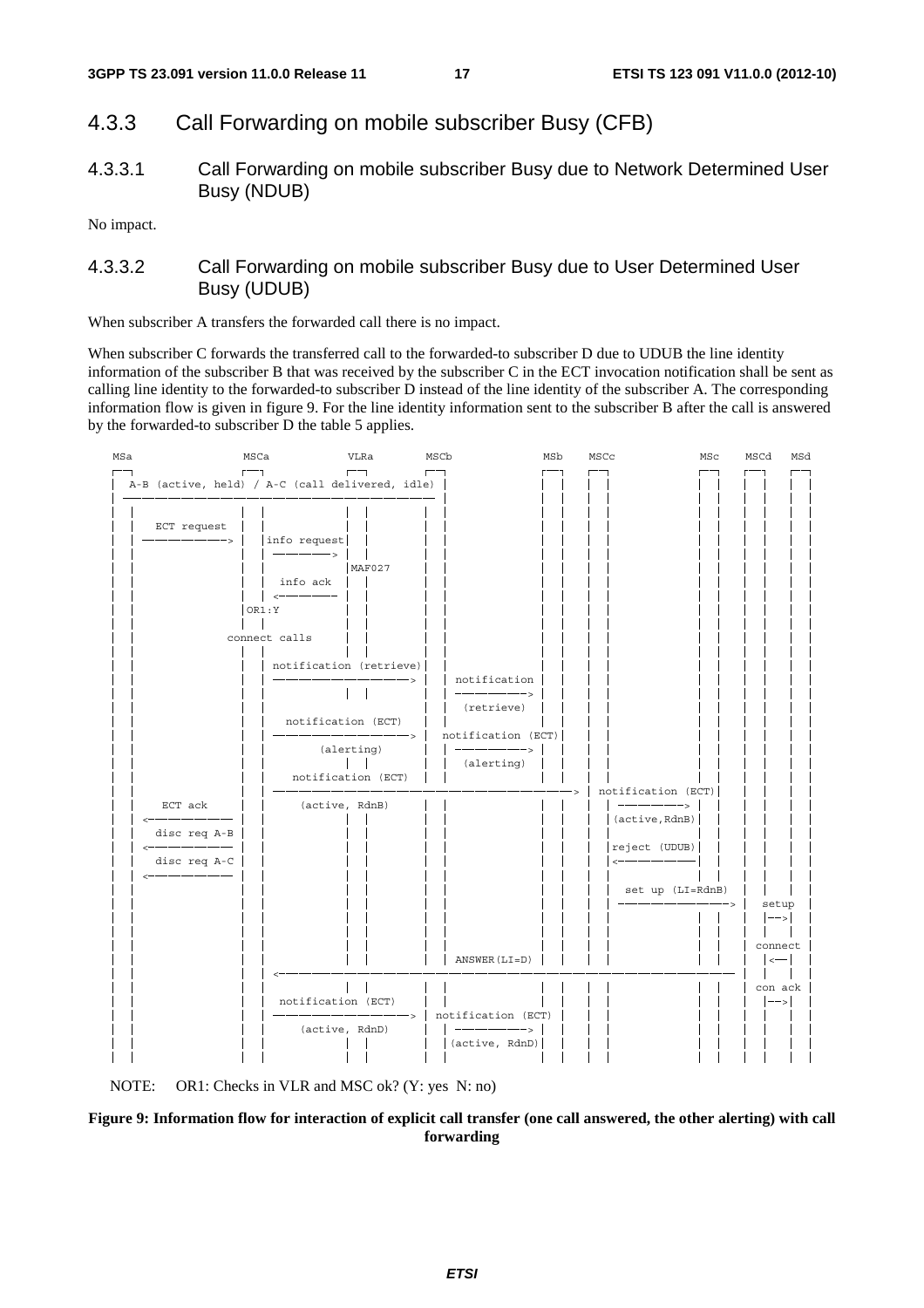## 4.3.3 Call Forwarding on mobile subscriber Busy (CFB)

### 4.3.3.1 Call Forwarding on mobile subscriber Busy due to Network Determined User Busy (NDUB)

No impact.

### 4.3.3.2 Call Forwarding on mobile subscriber Busy due to User Determined User Busy (UDUB)

When subscriber A transfers the forwarded call there is no impact.

When subscriber C forwards the transferred call to the forwarded-to subscriber D due to UDUB the line identity information of the subscriber B that was received by the subscriber C in the ECT invocation notification shall be sent as calling line identity to the forwarded-to subscriber D instead of the line identity of the subscriber A. The corresponding information flow is given in figure 9. For the line identity information sent to the subscriber B after the call is answered by the forwarded-to subscriber D the table 5 applies.

```
MSa              MSCa            VLRa        MSCb             MSb    MSCc           MSc    MSCd    MSd

 A-B (active, held) / A-C (call delivered, idle)
   ECT request
   ------------>      info request
                      ------------>
                                  MAF027
                       info ack
                      <------------
                  OR1:Y
              connect calls
                      notification (retrieve)
                      ---------------------->   notification
                                                ------------>
                                                 (retrieve)
                       notification (ECT)
                      ---------------------->  notification (ECT)
                           (alerting)          ------------>
                                                 (alerting)
                        notification (ECT)
                      ------------------------------------------------> notification (ECT)
    ECT ack              (active, RdnB)                                   ------------>
   <------------                                                          (active,RdnB)
   disc req A-B
   <------------                                                          reject (UDUB)
   disc req A-C                                                          <------------
   <------------
                                                                          set up (LI=RdnB)
                                                                          ----------------->  setup
                                                                                              --->
                                                                                              connect
                                               ANSWER(LI=D)                                   <---
                      <-----------------------------------------------------------------
                                                                                              con ack
                       notification (ECT)                                                     --->
                      ---------------------->  notification (ECT)
                         (active, RdnD)        ------------>
                                               (active, RdnD)
```

NOTE: OR1: Checks in VLR and MSC ok? (Y: yes N: no)

**Figure 9: Information flow for interaction of explicit call transfer (one call answered, the other alerting) with call forwarding**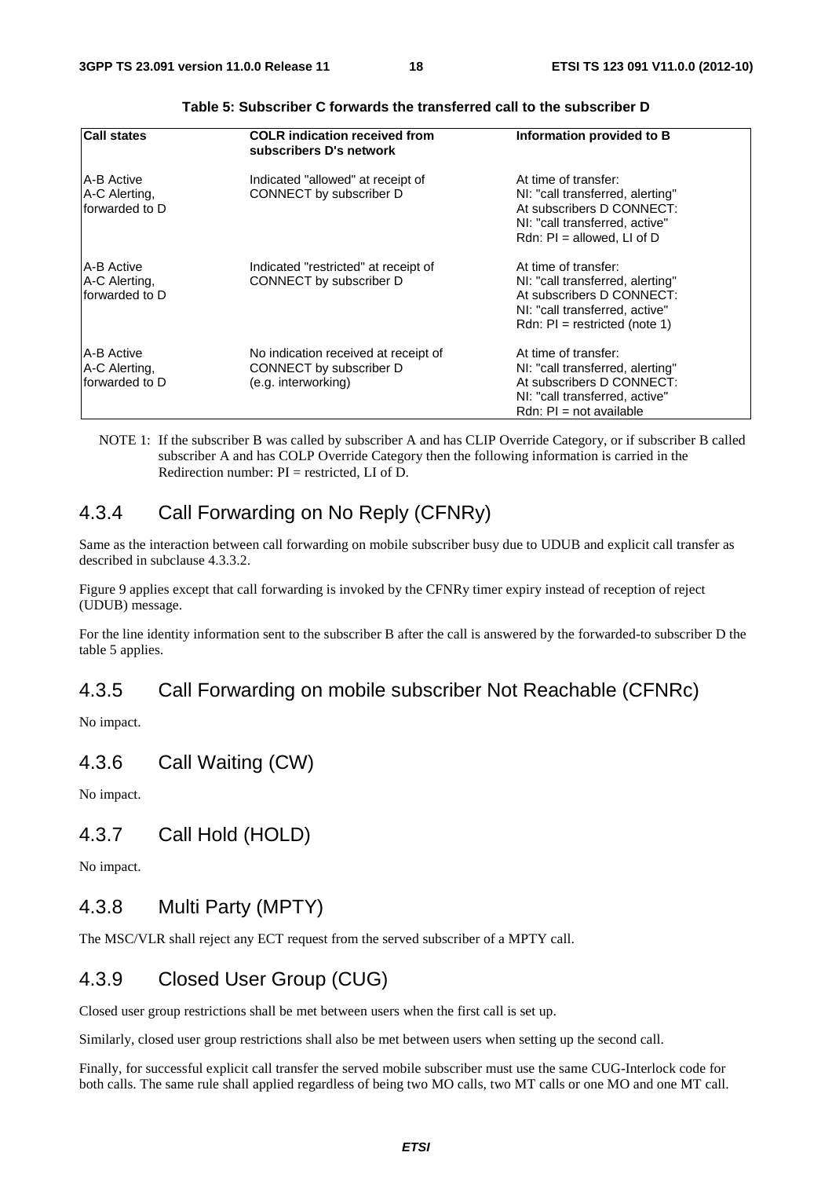**Table 5: Subscriber C forwards the transferred call to the subscriber D**

| Call states | COLR indication received from subscribers D's network | Information provided to B |
|---|---|---|
| A-B Active<br>A-C Alerting,<br>forwarded to D | Indicated "allowed" at receipt of CONNECT by subscriber D | At time of transfer:<br>NI: "call transferred, alerting"<br>At subscribers D CONNECT:<br>NI: "call transferred, active"<br>Rdn: PI = allowed, LI of D |
| A-B Active<br>A-C Alerting,<br>forwarded to D | Indicated "restricted" at receipt of CONNECT by subscriber D | At time of transfer:<br>NI: "call transferred, alerting"<br>At subscribers D CONNECT:<br>NI: "call transferred, active"<br>Rdn: PI = restricted (note 1) |
| A-B Active<br>A-C Alerting,<br>forwarded to D | No indication received at receipt of CONNECT by subscriber D (e.g. interworking) | At time of transfer:<br>NI: "call transferred, alerting"<br>At subscribers D CONNECT:<br>NI: "call transferred, active"<br>Rdn: PI = not available |

NOTE 1: If the subscriber B was called by subscriber A and has CLIP Override Category, or if subscriber B called subscriber A and has COLP Override Category then the following information is carried in the Redirection number: PI = restricted, LI of D.

### 4.3.4 Call Forwarding on No Reply (CFNRy)

Same as the interaction between call forwarding on mobile subscriber busy due to UDUB and explicit call transfer as described in subclause 4.3.3.2.

Figure 9 applies except that call forwarding is invoked by the CFNRy timer expiry instead of reception of reject (UDUB) message.

For the line identity information sent to the subscriber B after the call is answered by the forwarded-to subscriber D the table 5 applies.

### 4.3.5 Call Forwarding on mobile subscriber Not Reachable (CFNRc)

No impact.

### 4.3.6 Call Waiting (CW)

No impact.

### 4.3.7 Call Hold (HOLD)

No impact.

### 4.3.8 Multi Party (MPTY)

The MSC/VLR shall reject any ECT request from the served subscriber of a MPTY call.

### 4.3.9 Closed User Group (CUG)

Closed user group restrictions shall be met between users when the first call is set up.

Similarly, closed user group restrictions shall also be met between users when setting up the second call.

Finally, for successful explicit call transfer the served mobile subscriber must use the same CUG-Interlock code for both calls. The same rule shall applied regardless of being two MO calls, two MT calls or one MO and one MT call.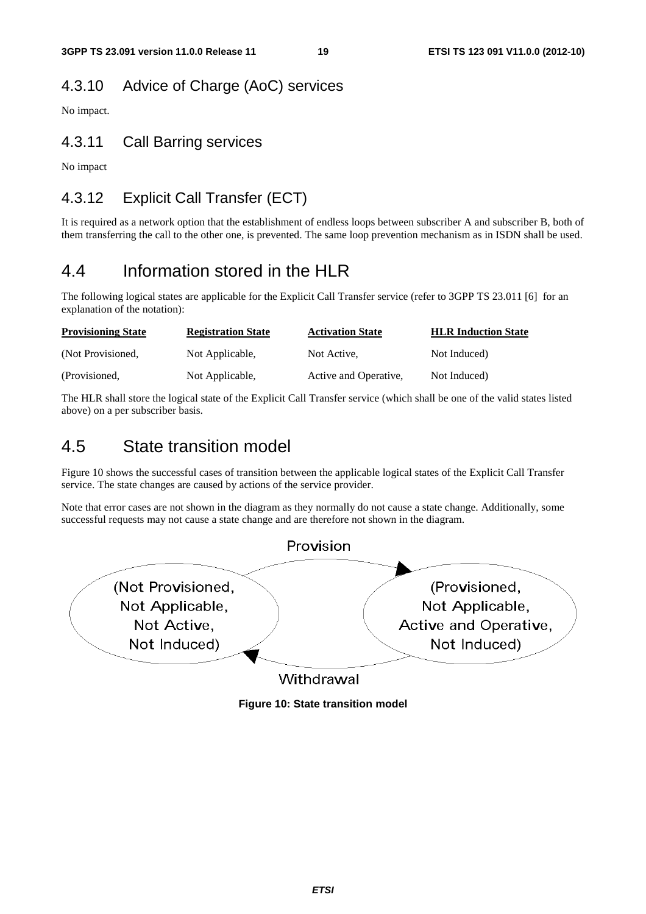### 4.3.10 Advice of Charge (AoC) services

No impact.

### 4.3.11 Call Barring services

No impact

### 4.3.12 Explicit Call Transfer (ECT)

It is required as a network option that the establishment of endless loops between subscriber A and subscriber B, both of them transferring the call to the other one, is prevented. The same loop prevention mechanism as in ISDN shall be used.

## 4.4 Information stored in the HLR

The following logical states are applicable for the Explicit Call Transfer service (refer to 3GPP TS 23.011 [6] for an explanation of the notation):

| Provisioning State | Registration State | Activation State | HLR Induction State |
|---|---|---|---|
| (Not Provisioned, | Not Applicable, | Not Active, | Not Induced) |
| (Provisioned, | Not Applicable, | Active and Operative, | Not Induced) |

The HLR shall store the logical state of the Explicit Call Transfer service (which shall be one of the valid states listed above) on a per subscriber basis.

## 4.5 State transition model

Figure 10 shows the successful cases of transition between the applicable logical states of the Explicit Call Transfer service. The state changes are caused by actions of the service provider.

Note that error cases are not shown in the diagram as they normally do not cause a state change. Additionally, some successful requests may not cause a state change and are therefore not shown in the diagram.

Provision

(Not Provisioned, Not Applicable, Not Active, Not Induced)

(Provisioned, Not Applicable, Active and Operative, Not Induced)

Withdrawal

**Figure 10: State transition model**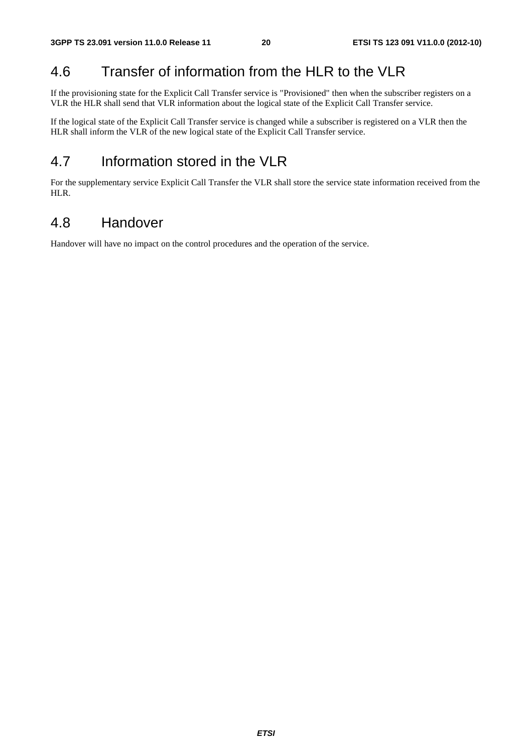## 4.6 Transfer of information from the HLR to the VLR

If the provisioning state for the Explicit Call Transfer service is "Provisioned" then when the subscriber registers on a VLR the HLR shall send that VLR information about the logical state of the Explicit Call Transfer service.

If the logical state of the Explicit Call Transfer service is changed while a subscriber is registered on a VLR then the HLR shall inform the VLR of the new logical state of the Explicit Call Transfer service.

## 4.7 Information stored in the VLR

For the supplementary service Explicit Call Transfer the VLR shall store the service state information received from the HLR.

## 4.8 Handover

Handover will have no impact on the control procedures and the operation of the service.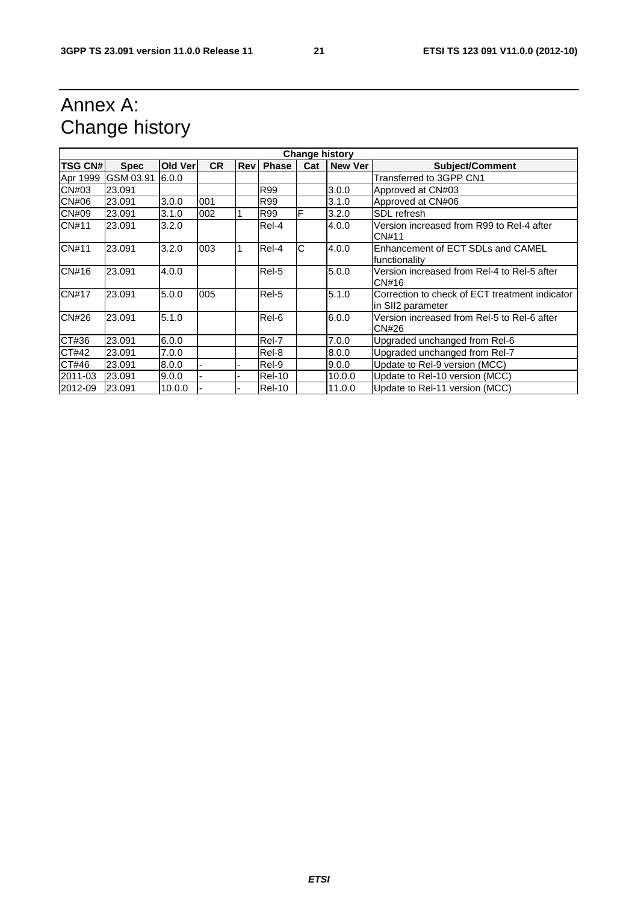# Annex A: Change history

| Change history | | | | | | | | |
|---|---|---|---|---|---|---|---|---|
| **TSG CN#** | **Spec** | **Old Ver** | **CR** | **Rev** | **Phase** | **Cat** | **New Ver** | **Subject/Comment** |
| Apr 1999 | GSM 03.91 | 6.0.0 | | | | | | Transferred to 3GPP CN1 |
| CN#03 | 23.091 | | | | R99 | | 3.0.0 | Approved at CN#03 |
| CN#06 | 23.091 | 3.0.0 | 001 | | R99 | | 3.1.0 | Approved at CN#06 |
| CN#09 | 23.091 | 3.1.0 | 002 | 1 | R99 | F | 3.2.0 | SDL refresh |
| CN#11 | 23.091 | 3.2.0 | | | Rel-4 | | 4.0.0 | Version increased from R99 to Rel-4 after CN#11 |
| CN#11 | 23.091 | 3.2.0 | 003 | 1 | Rel-4 | C | 4.0.0 | Enhancement of ECT SDLs and CAMEL functionality |
| CN#16 | 23.091 | 4.0.0 | | | Rel-5 | | 5.0.0 | Version increased from Rel-4 to Rel-5 after CN#16 |
| CN#17 | 23.091 | 5.0.0 | 005 | | Rel-5 | | 5.1.0 | Correction to check of ECT treatment indicator in SII2 parameter |
| CN#26 | 23.091 | 5.1.0 | | | Rel-6 | | 6.0.0 | Version increased from Rel-5 to Rel-6 after CN#26 |
| CT#36 | 23.091 | 6.0.0 | | | Rel-7 | | 7.0.0 | Upgraded unchanged from Rel-6 |
| CT#42 | 23.091 | 7.0.0 | | | Rel-8 | | 8.0.0 | Upgraded unchanged from Rel-7 |
| CT#46 | 23.091 | 8.0.0 | - | - | Rel-9 | | 9.0.0 | Update to Rel-9 version (MCC) |
| 2011-03 | 23.091 | 9.0.0 | - | - | Rel-10 | | 10.0.0 | Update to Rel-10 version (MCC) |
| 2012-09 | 23.091 | 10.0.0 | - | - | Rel-10 | | 11.0.0 | Update to Rel-11 version (MCC) |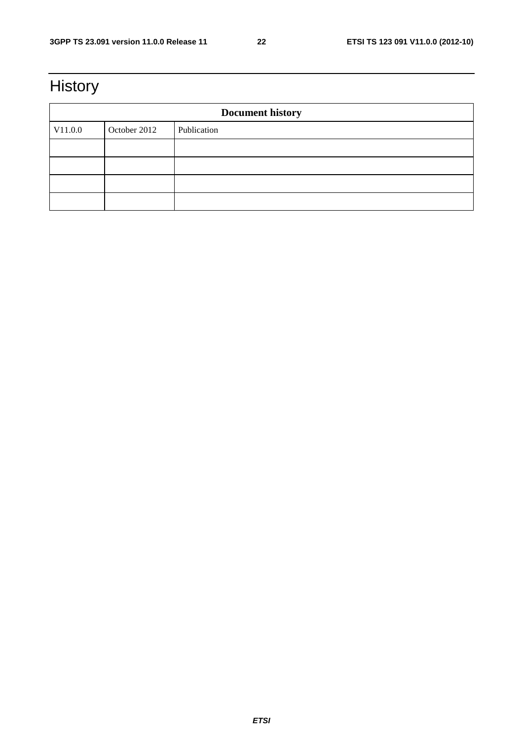# History

| Document history | | |
|---|---|---|
| V11.0.0 | October 2012 | Publication |
| | | |
| | | |
| | | |
| | | |